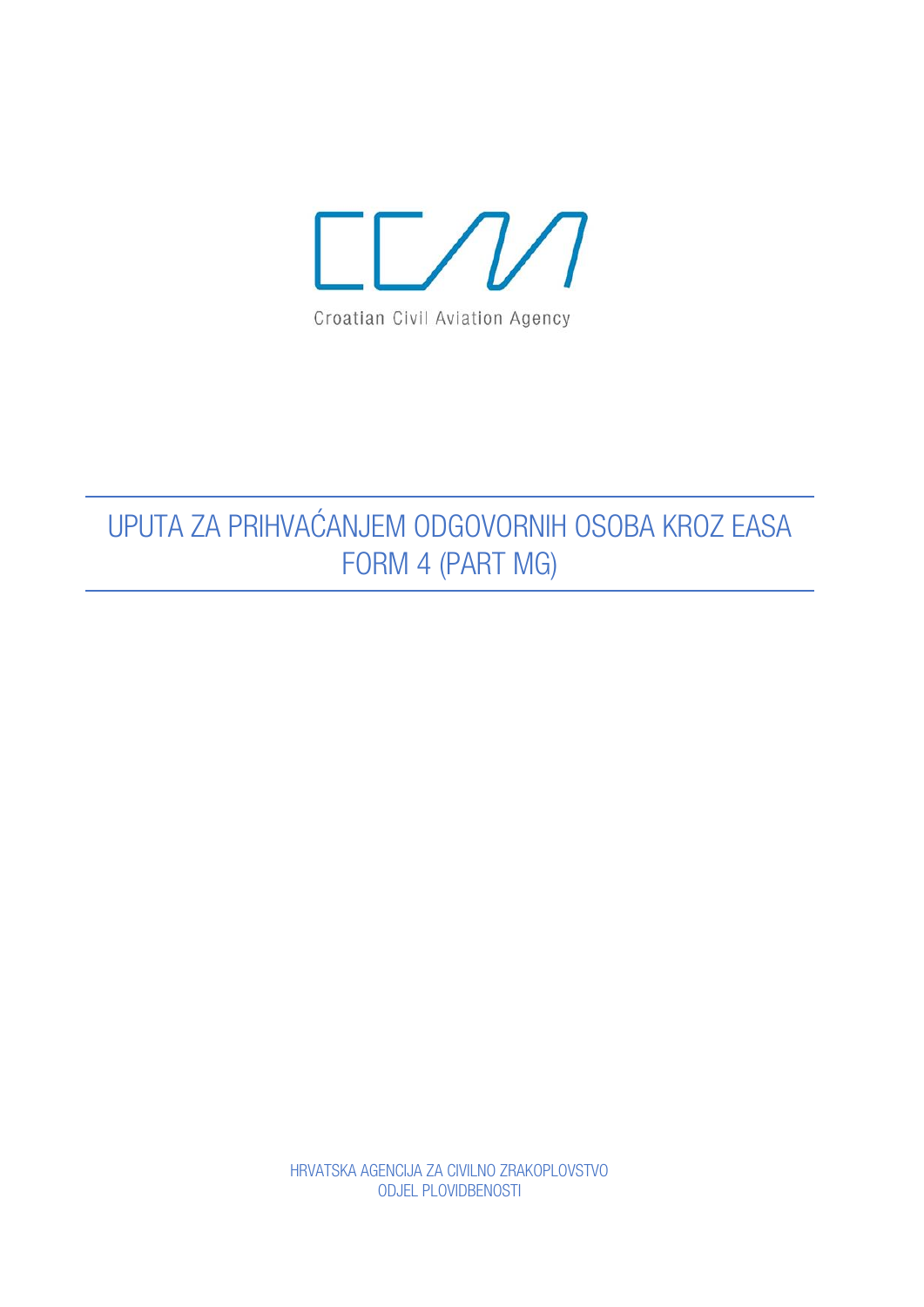Croatian Civil Aviation Agency

# UPUTA ZA PRIHVAĆANJEM ODGOVORNIH OSOBA KROZ EASA FORM 4 (PART MG)

HRVATSKA AGENCIJA ZA CIVILNO ZRAKOPLOVSTVO
ODJEL PLOVIDBENOSTI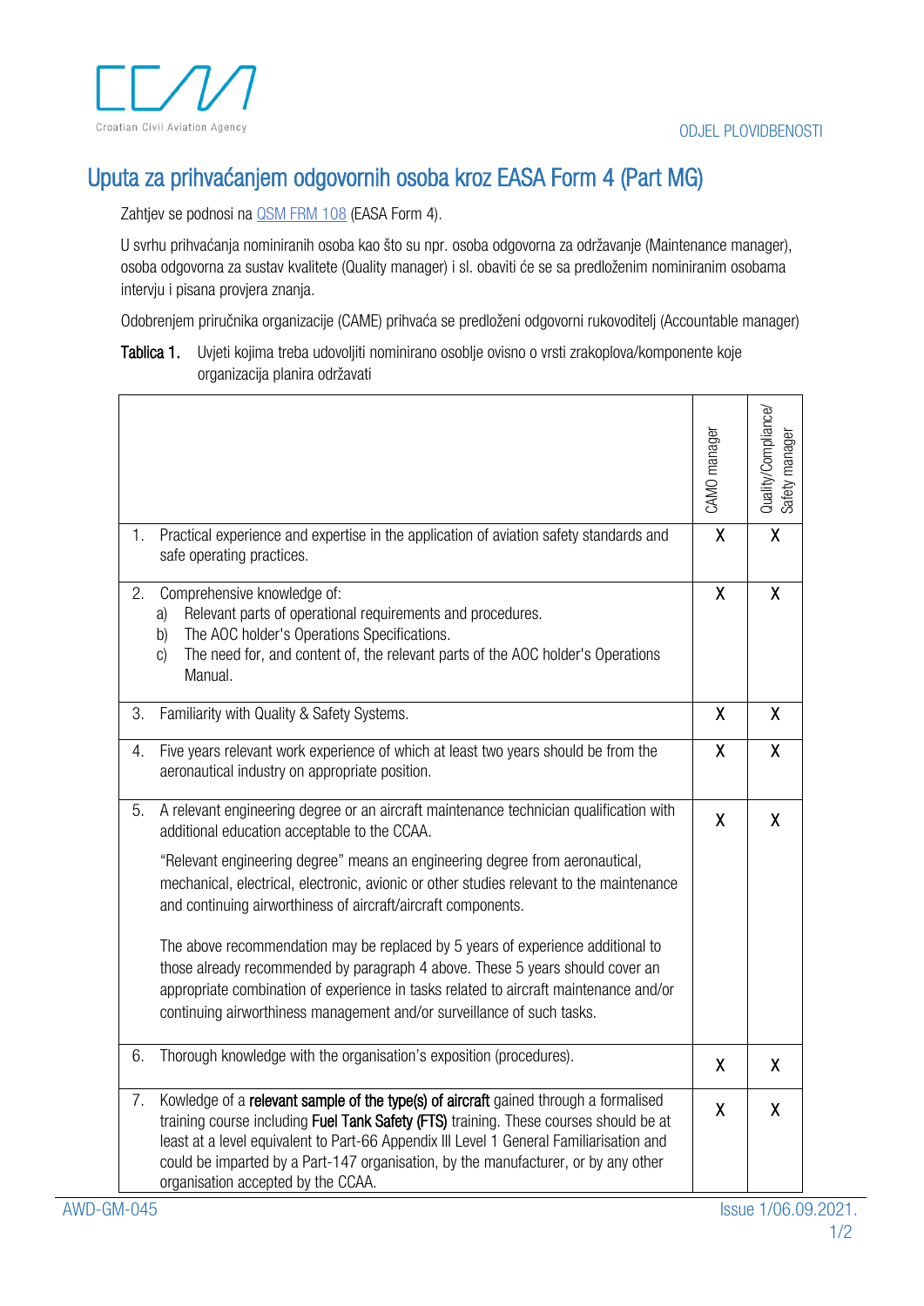# Uputa za prihvaćanjem odgovornih osoba kroz EASA Form 4 (Part MG)

Zahtjev se podnosi na [QSM FRM 108](QSM FRM 108) (EASA Form 4).

U svrhu prihvaćanja nominiranih osoba kao što su npr. osoba odgovorna za održavanje (Maintenance manager), osoba odgovorna za sustav kvalitete (Quality manager) i sl. obaviti će se sa predloženim nominiranim osobama intervju i pisana provjera znanja.

Odobrenjem priručnika organizacije (CAME) prihvaća se predloženi odgovorni rukovoditelj (Accountable manager)

**Tablica 1.** Uvjeti kojima treba udovoljiti nominirano osoblje ovisno o vrsti zrakoplova/komponente koje organizacija planira održavati

| | CAMO manager | Quality/Compliance/ Safety manager |
|---|---|---|
| 1. Practical experience and expertise in the application of aviation safety standards and safe operating practices. | X | X |
| 2. Comprehensive knowledge of:<br>a) Relevant parts of operational requirements and procedures.<br>b) The AOC holder's Operations Specifications.<br>c) The need for, and content of, the relevant parts of the AOC holder's Operations Manual. | X | X |
| 3. Familiarity with Quality & Safety Systems. | X | X |
| 4. Five years relevant work experience of which at least two years should be from the aeronautical industry on appropriate position. | X | X |
| 5. A relevant engineering degree or an aircraft maintenance technician qualification with additional education acceptable to the CCAA.<br>"Relevant engineering degree" means an engineering degree from aeronautical, mechanical, electrical, electronic, avionic or other studies relevant to the maintenance and continuing airworthiness of aircraft/aircraft components.<br>The above recommendation may be replaced by 5 years of experience additional to those already recommended by paragraph 4 above. These 5 years should cover an appropriate combination of experience in tasks related to aircraft maintenance and/or continuing airworthiness management and/or surveillance of such tasks. | X | X |
| 6. Thorough knowledge with the organisation's exposition (procedures). | X | X |
| 7. Kowledge of a **relevant sample of the type(s) of aircraft** gained through a formalised training course including **Fuel Tank Safety (FTS)** training. These courses should be at least at a level equivalent to Part-66 Appendix III Level 1 General Familiarisation and could be imparted by a Part-147 organisation, by the manufacturer, or by any other organisation accepted by the CCAA. | X | X |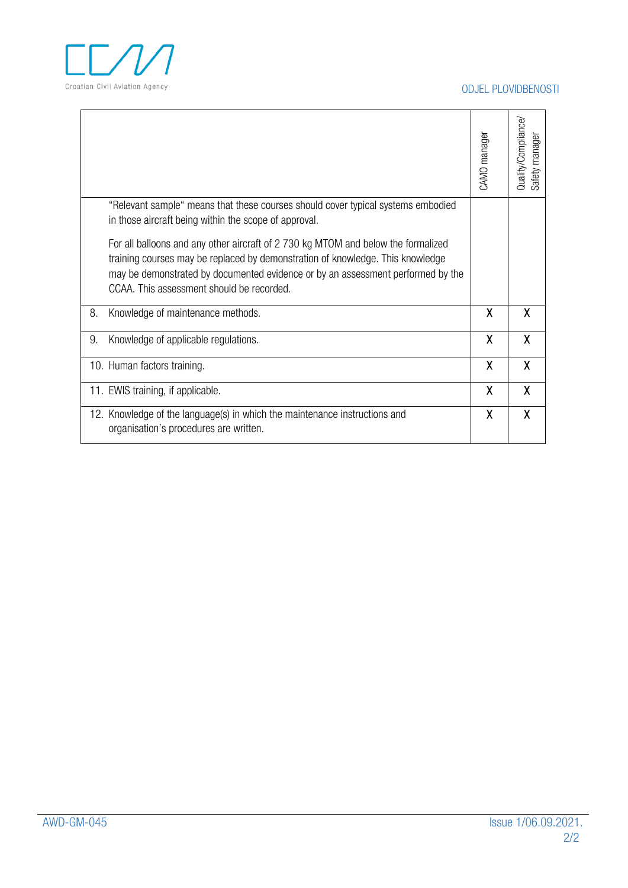| | CAMO manager | Quality/Compliance/ Safety manager |
|---|---|---|
| "Relevant sample" means that these courses should cover typical systems embodied in those aircraft being within the scope of approval.<br><br>For all balloons and any other aircraft of 2 730 kg MTOM and below the formalized training courses may be replaced by demonstration of knowledge. This knowledge may be demonstrated by documented evidence or by an assessment performed by the CCAA. This assessment should be recorded. | | |
| 8. Knowledge of maintenance methods. | X | X |
| 9. Knowledge of applicable regulations. | X | X |
| 10. Human factors training. | X | X |
| 11. EWIS training, if applicable. | X | X |
| 12. Knowledge of the language(s) in which the maintenance instructions and organisation's procedures are written. | X | X |